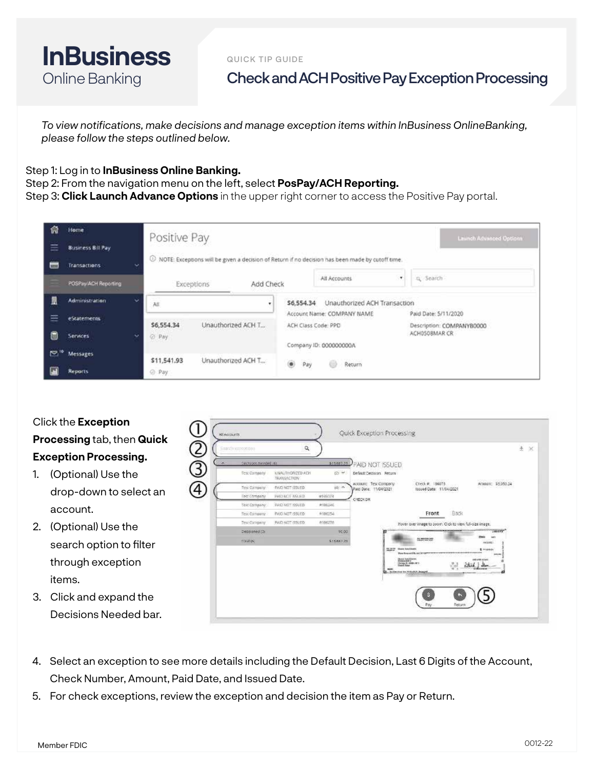# InBusiness
Online Banking

QUICK TIP GUIDE

## Check and ACH Positive Pay Exception Processing

*To view notifications, make decisions and manage exception items within InBusiness OnlineBanking, please follow the steps outlined below.*

Step 1: Log in to **InBusiness Online Banking.**
Step 2: From the navigation menu on the left, select **PosPay/ACH Reporting.**
Step 3: **Click Launch Advance Options** in the upper right corner to access the Positive Pay portal.

Click the **Exception Processing** tab, then **Quick Exception Processing.**

1. (Optional) Use the drop-down to select an account.
2. (Optional) Use the search option to filter through exception items.
3. Click and expand the Decisions Needed bar.
4. Select an exception to see more details including the Default Decision, Last 6 Digits of the Account, Check Number, Amount, Paid Date, and Issued Date.
5. For check exceptions, review the exception and decision the item as Pay or Return.

Member FDIC

0012-22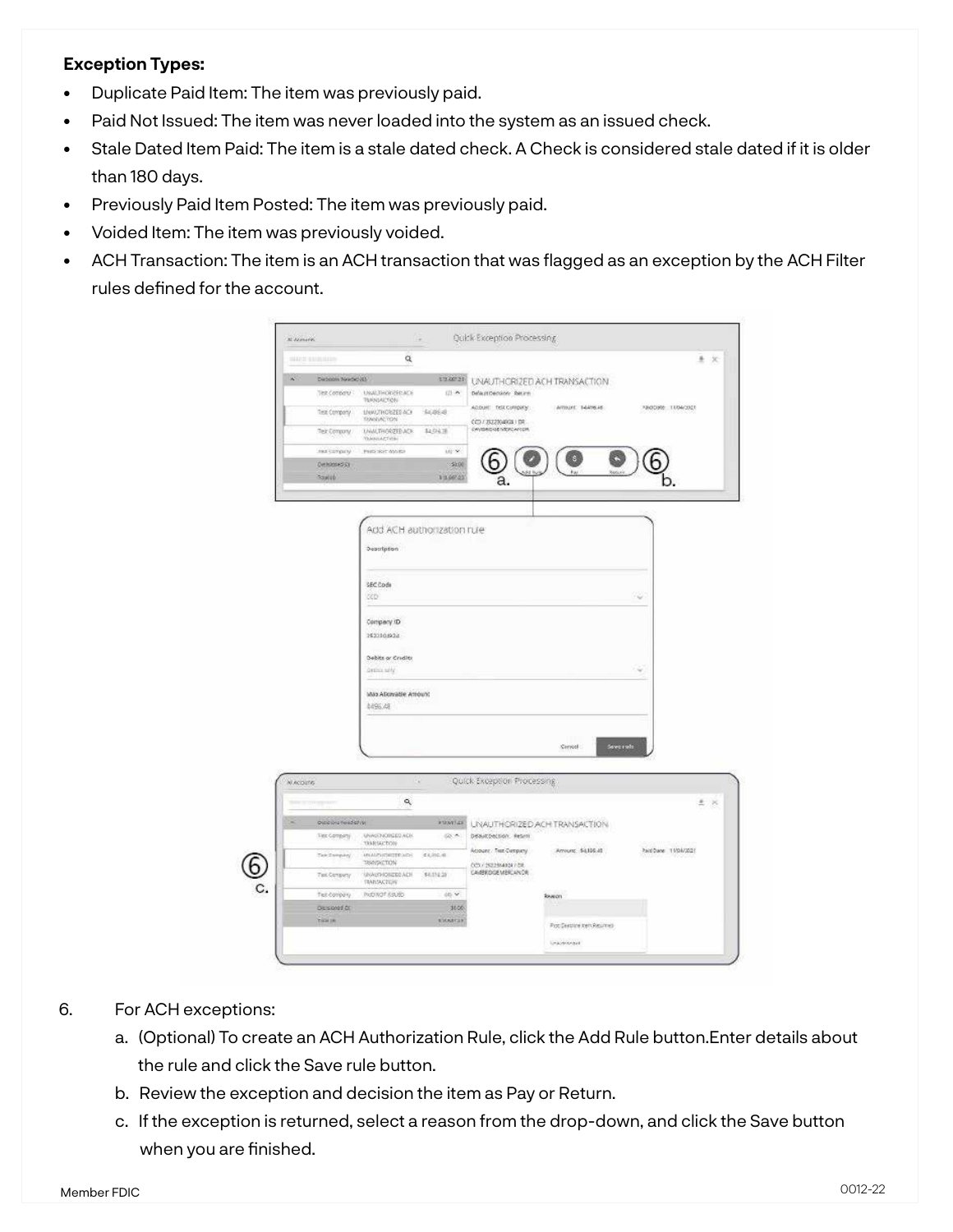**Exception Types:**

- Duplicate Paid Item: The item was previously paid.
- Paid Not Issued: The item was never loaded into the system as an issued check.
- Stale Dated Item Paid: The item is a stale dated check. A Check is considered stale dated if it is older than 180 days.
- Previously Paid Item Posted: The item was previously paid.
- Voided Item: The item was previously voided.
- ACH Transaction: The item is an ACH transaction that was flagged as an exception by the ACH Filter rules defined for the account.

6. For ACH exceptions:
   a. (Optional) To create an ACH Authorization Rule, click the Add Rule button.Enter details about the rule and click the Save rule button.
   b. Review the exception and decision the item as Pay or Return.
   c. If the exception is returned, select a reason from the drop-down, and click the Save button when you are finished.

Member FDIC

0012-22